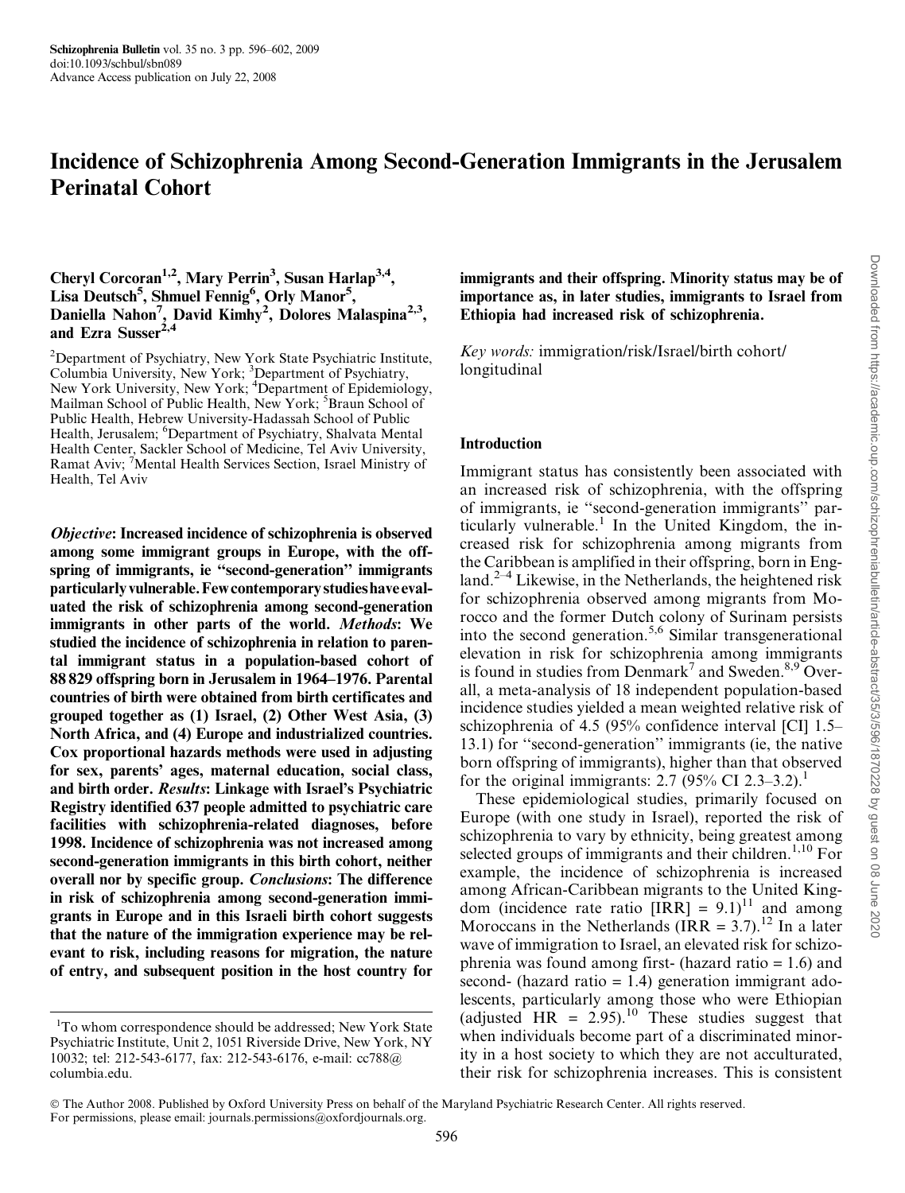# Incidence of Schizophrenia Among Second-Generation Immigrants in the Jerusalem Perinatal Cohort

Cheryl Corcoran[1,2], Mary Perrin[3], Susan Harlap[3,4], Lisa Deutsch[5], Shmuel Fennig[6], Orly Manor[5], Daniella Nahon[7], David Kimhy[2], Dolores Malaspina[2,3], and Ezra Susser[2,4]

[2]Department of Psychiatry, New York State Psychiatric Institute, Columbia University, New York; [3]Department of Psychiatry, New York University, New York; [4]Department of Epidemiology, Mailman School of Public Health, New York; [5]Braun School of Public Health, Hebrew University-Hadassah School of Public Health, Jerusalem; [6]Department of Psychiatry, Shalvata Mental Health Center, Sackler School of Medicine, Tel Aviv University, Ramat Aviv; [7]Mental Health Services Section, Israel Ministry of Health, Tel Aviv

***Objective*: Increased incidence of schizophrenia is observed among some immigrant groups in Europe, with the offspring of immigrants, ie "second-generation" immigrants particularly vulnerable. Few contemporary studies have evaluated the risk of schizophrenia among second-generation immigrants in other parts of the world. *Methods*: We studied the incidence of schizophrenia in relation to parental immigrant status in a population-based cohort of 88 829 offspring born in Jerusalem in 1964–1976. Parental countries of birth were obtained from birth certificates and grouped together as (1) Israel, (2) Other West Asia, (3) North Africa, and (4) Europe and industrialized countries. Cox proportional hazards methods were used in adjusting for sex, parents' ages, maternal education, social class, and birth order. *Results*: Linkage with Israel's Psychiatric Registry identified 637 people admitted to psychiatric care facilities with schizophrenia-related diagnoses, before 1998. Incidence of schizophrenia was not increased among second-generation immigrants in this birth cohort, neither overall nor by specific group. *Conclusions*: The difference in risk of schizophrenia among second-generation immigrants in Europe and in this Israeli birth cohort suggests that the nature of the immigration experience may be relevant to risk, including reasons for migration, the nature of entry, and subsequent position in the host country for immigrants and their offspring. Minority status may be of importance as, in later studies, immigrants to Israel from Ethiopia had increased risk of schizophrenia.**

*Key words:* immigration/risk/Israel/birth cohort/longitudinal

## Introduction

Immigrant status has consistently been associated with an increased risk of schizophrenia, with the offspring of immigrants, ie "second-generation immigrants" particularly vulnerable.[1] In the United Kingdom, the increased risk for schizophrenia among migrants from the Caribbean is amplified in their offspring, born in England.[2–4] Likewise, in the Netherlands, the heightened risk for schizophrenia observed among migrants from Morocco and the former Dutch colony of Surinam persists into the second generation.[5,6] Similar transgenerational elevation in risk for schizophrenia among immigrants is found in studies from Denmark[7] and Sweden.[8,9] Overall, a meta-analysis of 18 independent population-based incidence studies yielded a mean weighted relative risk of schizophrenia of 4.5 (95% confidence interval [CI] 1.5–13.1) for "second-generation" immigrants (ie, the native born offspring of immigrants), higher than that observed for the original immigrants: 2.7 (95% CI 2.3–3.2).[1]

These epidemiological studies, primarily focused on Europe (with one study in Israel), reported the risk of schizophrenia to vary by ethnicity, being greatest among selected groups of immigrants and their children.[1,10] For example, the incidence of schizophrenia is increased among African-Caribbean migrants to the United Kingdom (incidence rate ratio [IRR] = 9.1)[11] and among Moroccans in the Netherlands (IRR = 3.7).[12] In a later wave of immigration to Israel, an elevated risk for schizophrenia was found among first- (hazard ratio = 1.6) and second- (hazard ratio = 1.4) generation immigrant adolescents, particularly among those who were Ethiopian (adjusted HR = 2.95).[10] These studies suggest that when individuals become part of a discriminated minority in a host society to which they are not acculturated, their risk for schizophrenia increases. This is consistent

[1]To whom correspondence should be addressed; New York State Psychiatric Institute, Unit 2, 1051 Riverside Drive, New York, NY 10032; tel: 212-543-6177, fax: 212-543-6176, e-mail: cc788@columbia.edu.

© The Author 2008. Published by Oxford University Press on behalf of the Maryland Psychiatric Research Center. All rights reserved. For permissions, please email: journals.permissions@oxfordjournals.org.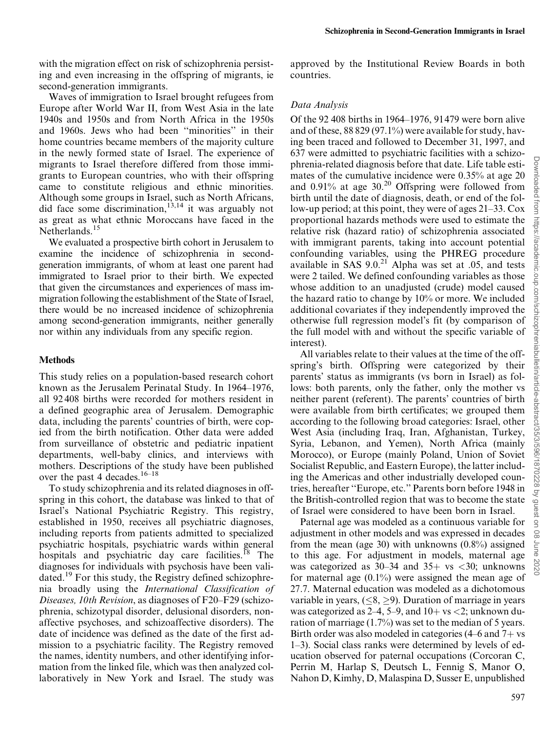with the migration effect on risk of schizophrenia persisting and even increasing in the offspring of migrants, ie second-generation immigrants.

Waves of immigration to Israel brought refugees from Europe after World War II, from West Asia in the late 1940s and 1950s and from North Africa in the 1950s and 1960s. Jews who had been "minorities" in their home countries became members of the majority culture in the newly formed state of Israel. The experience of migrants to Israel therefore differed from those immigrants to European countries, who with their offspring came to constitute religious and ethnic minorities. Although some groups in Israel, such as North Africans, did face some discrimination,[13,14] it was arguably not as great as what ethnic Moroccans have faced in the Netherlands.[15]

We evaluated a prospective birth cohort in Jerusalem to examine the incidence of schizophrenia in second-generation immigrants, of whom at least one parent had immigrated to Israel prior to their birth. We expected that given the circumstances and experiences of mass immigration following the establishment of the State of Israel, there would be no increased incidence of schizophrenia among second-generation immigrants, neither generally nor within any individuals from any specific region.

## Methods

This study relies on a population-based research cohort known as the Jerusalem Perinatal Study. In 1964–1976, all 92 408 births were recorded for mothers resident in a defined geographic area of Jerusalem. Demographic data, including the parents' countries of birth, were copied from the birth notification. Other data were added from surveillance of obstetric and pediatric inpatient departments, well-baby clinics, and interviews with mothers. Descriptions of the study have been published over the past 4 decades.[16–18]

To study schizophrenia and its related diagnoses in offspring in this cohort, the database was linked to that of Israel's National Psychiatric Registry. This registry, established in 1950, receives all psychiatric diagnoses, including reports from patients admitted to specialized psychiatric hospitals, psychiatric wards within general hospitals and psychiatric day care facilities.[18] The diagnoses for individuals with psychosis have been validated.[19] For this study, the Registry defined schizophrenia broadly using the *International Classification of Diseases, 10th Revision*, as diagnoses of F20–F29 (schizophrenia, schizotypal disorder, delusional disorders, nonaffective psychoses, and schizoaffective disorders). The date of incidence was defined as the date of the first admission to a psychiatric facility. The Registry removed the names, identity numbers, and other identifying information from the linked file, which was then analyzed collaboratively in New York and Israel. The study was approved by the Institutional Review Boards in both countries.

### Data Analysis

Of the 92 408 births in 1964–1976, 91 479 were born alive and of these, 88 829 (97.1%) were available for study, having been traced and followed to December 31, 1997, and 637 were admitted to psychiatric facilities with a schizophrenia-related diagnosis before that date. Life table estimates of the cumulative incidence were 0.35% at age 20 and 0.91% at age 30.[20] Offspring were followed from birth until the date of diagnosis, death, or end of the follow-up period; at this point, they were of ages 21–33. Cox proportional hazards methods were used to estimate the relative risk (hazard ratio) of schizophrenia associated with immigrant parents, taking into account potential confounding variables, using the PHREG procedure available in SAS 9.0.[21] Alpha was set at .05, and tests were 2 tailed. We defined confounding variables as those whose addition to an unadjusted (crude) model caused the hazard ratio to change by 10% or more. We included additional covariates if they independently improved the otherwise full regression model's fit (by comparison of the full model with and without the specific variable of interest).

All variables relate to their values at the time of the offspring's birth. Offspring were categorized by their parents' status as immigrants (vs born in Israel) as follows: both parents, only the father, only the mother vs neither parent (referent). The parents' countries of birth were available from birth certificates; we grouped them according to the following broad categories: Israel, other West Asia (including Iraq, Iran, Afghanistan, Turkey, Syria, Lebanon, and Yemen), North Africa (mainly Morocco), or Europe (mainly Poland, Union of Soviet Socialist Republic, and Eastern Europe), the latter including the Americas and other industrially developed countries, hereafter "Europe, etc." Parents born before 1948 in the British-controlled region that was to become the state of Israel were considered to have been born in Israel.

Paternal age was modeled as a continuous variable for adjustment in other models and was expressed in decades from the mean (age 30) with unknowns (0.8%) assigned to this age. For adjustment in models, maternal age was categorized as 30–34 and 35+ vs <30; unknowns for maternal age (0.1%) were assigned the mean age of 27.7. Maternal education was modeled as a dichotomous variable in years, (≤8, ≥9). Duration of marriage in years was categorized as 2–4, 5–9, and 10+ vs <2; unknown duration of marriage (1.7%) was set to the median of 5 years. Birth order was also modeled in categories (4–6 and 7+ vs 1–3). Social class ranks were determined by levels of education observed for paternal occupations (Corcoran C, Perrin M, Harlap S, Deutsch L, Fennig S, Manor O, Nahon D, Kimhy, D, Malaspina D, Susser E, unpublished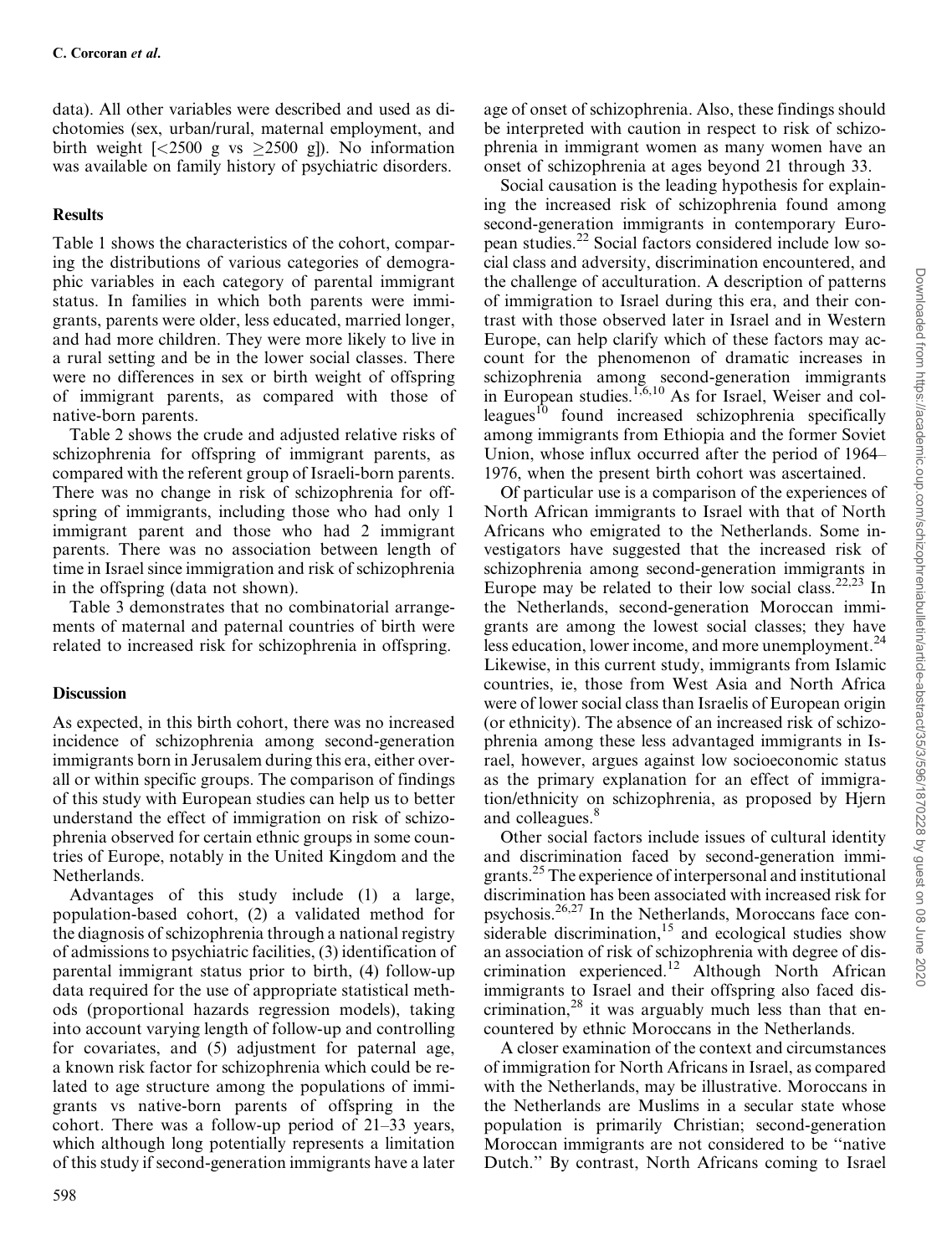data). All other variables were described and used as dichotomies (sex, urban/rural, maternal employment, and birth weight [<2500 g vs ≥2500 g]). No information was available on family history of psychiatric disorders.

## Results

Table 1 shows the characteristics of the cohort, comparing the distributions of various categories of demographic variables in each category of parental immigrant status. In families in which both parents were immigrants, parents were older, less educated, married longer, and had more children. They were more likely to live in a rural setting and be in the lower social classes. There were no differences in sex or birth weight of offspring of immigrant parents, as compared with those of native-born parents.

Table 2 shows the crude and adjusted relative risks of schizophrenia for offspring of immigrant parents, as compared with the referent group of Israeli-born parents. There was no change in risk of schizophrenia for offspring of immigrants, including those who had only 1 immigrant parent and those who had 2 immigrant parents. There was no association between length of time in Israel since immigration and risk of schizophrenia in the offspring (data not shown).

Table 3 demonstrates that no combinatorial arrangements of maternal and paternal countries of birth were related to increased risk for schizophrenia in offspring.

## Discussion

As expected, in this birth cohort, there was no increased incidence of schizophrenia among second-generation immigrants born in Jerusalem during this era, either overall or within specific groups. The comparison of findings of this study with European studies can help us to better understand the effect of immigration on risk of schizophrenia observed for certain ethnic groups in some countries of Europe, notably in the United Kingdom and the Netherlands.

Advantages of this study include (1) a large, population-based cohort, (2) a validated method for the diagnosis of schizophrenia through a national registry of admissions to psychiatric facilities, (3) identification of parental immigrant status prior to birth, (4) follow-up data required for the use of appropriate statistical methods (proportional hazards regression models), taking into account varying length of follow-up and controlling for covariates, and (5) adjustment for paternal age, a known risk factor for schizophrenia which could be related to age structure among the populations of immigrants vs native-born parents of offspring in the cohort. There was a follow-up period of 21–33 years, which although long potentially represents a limitation of this study if second-generation immigrants have a later age of onset of schizophrenia. Also, these findings should be interpreted with caution in respect to risk of schizophrenia in immigrant women as many women have an onset of schizophrenia at ages beyond 21 through 33.

Social causation is the leading hypothesis for explaining the increased risk of schizophrenia found among second-generation immigrants in contemporary European studies.[22] Social factors considered include low social class and adversity, discrimination encountered, and the challenge of acculturation. A description of patterns of immigration to Israel during this era, and their contrast with those observed later in Israel and in Western Europe, can help clarify which of these factors may account for the phenomenon of dramatic increases in schizophrenia among second-generation immigrants in European studies.[1,6,10] As for Israel, Weiser and colleagues[10] found increased schizophrenia specifically among immigrants from Ethiopia and the former Soviet Union, whose influx occurred after the period of 1964–1976, when the present birth cohort was ascertained.

Of particular use is a comparison of the experiences of North African immigrants to Israel with that of North Africans who emigrated to the Netherlands. Some investigators have suggested that the increased risk of schizophrenia among second-generation immigrants in Europe may be related to their low social class.[22,23] In the Netherlands, second-generation Moroccan immigrants are among the lowest social classes; they have less education, lower income, and more unemployment.[24] Likewise, in this current study, immigrants from Islamic countries, ie, those from West Asia and North Africa were of lower social class than Israelis of European origin (or ethnicity). The absence of an increased risk of schizophrenia among these less advantaged immigrants in Israel, however, argues against low socioeconomic status as the primary explanation for an effect of immigration/ethnicity on schizophrenia, as proposed by Hjern and colleagues.[8]

Other social factors include issues of cultural identity and discrimination faced by second-generation immigrants.[25] The experience of interpersonal and institutional discrimination has been associated with increased risk for psychosis.[26,27] In the Netherlands, Moroccans face considerable discrimination,[15] and ecological studies show an association of risk of schizophrenia with degree of discrimination experienced.[12] Although North African immigrants to Israel and their offspring also faced discrimination,[28] it was arguably much less than that encountered by ethnic Moroccans in the Netherlands.

A closer examination of the context and circumstances of immigration for North Africans in Israel, as compared with the Netherlands, may be illustrative. Moroccans in the Netherlands are Muslims in a secular state whose population is primarily Christian; second-generation Moroccan immigrants are not considered to be "native Dutch." By contrast, North Africans coming to Israel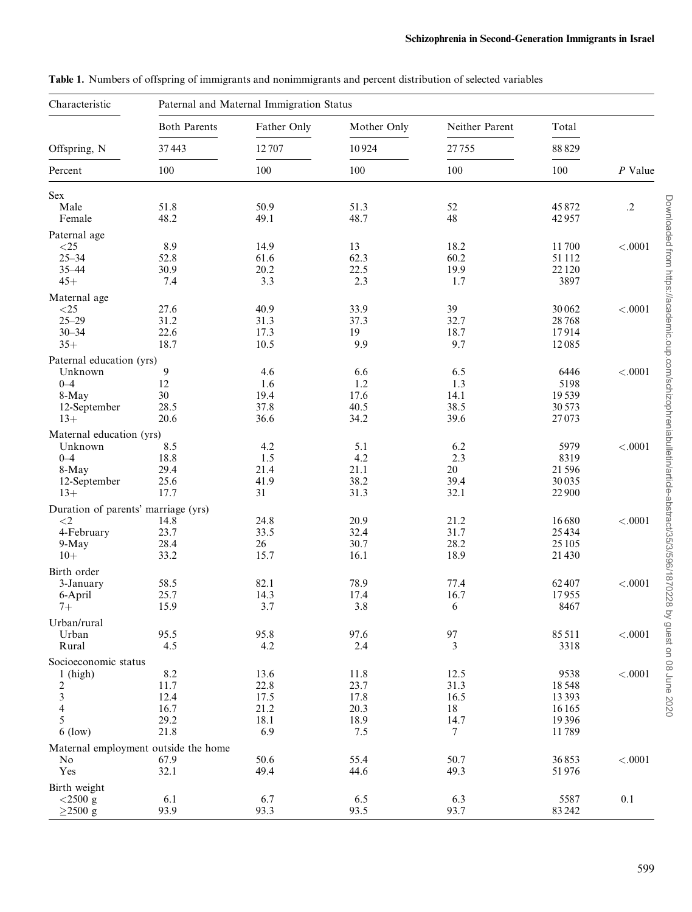**Table 1.** Numbers of offspring of immigrants and nonimmigrants and percent distribution of selected variables

| Characteristic | Paternal and Maternal Immigration Status | | | | | |
|---|---|---|---|---|---|---|
| | Both Parents | Father Only | Mother Only | Neither Parent | Total | |
| Offspring, N | 37 443 | 12 707 | 10 924 | 27 755 | 88 829 | |
| Percent | 100 | 100 | 100 | 100 | 100 | *P* Value |
| Sex | | | | | | |
| Male | 51.8 | 50.9 | 51.3 | 52 | 45 872 | .2 |
| Female | 48.2 | 49.1 | 48.7 | 48 | 42 957 | |
| Paternal age | | | | | | |
| <25 | 8.9 | 14.9 | 13 | 18.2 | 11 700 | <.0001 |
| 25–34 | 52.8 | 61.6 | 62.3 | 60.2 | 51 112 | |
| 35–44 | 30.9 | 20.2 | 22.5 | 19.9 | 22 120 | |
| 45+ | 7.4 | 3.3 | 2.3 | 1.7 | 3897 | |
| Maternal age | | | | | | |
| <25 | 27.6 | 40.9 | 33.9 | 39 | 30 062 | <.0001 |
| 25–29 | 31.2 | 31.3 | 37.3 | 32.7 | 28 768 | |
| 30–34 | 22.6 | 17.3 | 19 | 18.7 | 17 914 | |
| 35+ | 18.7 | 10.5 | 9.9 | 9.7 | 12 085 | |
| Paternal education (yrs) | | | | | | |
| Unknown | 9 | 4.6 | 6.6 | 6.5 | 6446 | <.0001 |
| 0–4 | 12 | 1.6 | 1.2 | 1.3 | 5198 | |
| 8-May | 30 | 19.4 | 17.6 | 14.1 | 19 539 | |
| 12-September | 28.5 | 37.8 | 40.5 | 38.5 | 30 573 | |
| 13+ | 20.6 | 36.6 | 34.2 | 39.6 | 27 073 | |
| Maternal education (yrs) | | | | | | |
| Unknown | 8.5 | 4.2 | 5.1 | 6.2 | 5979 | <.0001 |
| 0–4 | 18.8 | 1.5 | 4.2 | 2.3 | 8319 | |
| 8-May | 29.4 | 21.4 | 21.1 | 20 | 21 596 | |
| 12-September | 25.6 | 41.9 | 38.2 | 39.4 | 30 035 | |
| 13+ | 17.7 | 31 | 31.3 | 32.1 | 22 900 | |
| Duration of parents' marriage (yrs) | | | | | | |
| <2 | 14.8 | 24.8 | 20.9 | 21.2 | 16 680 | <.0001 |
| 4-February | 23.7 | 33.5 | 32.4 | 31.7 | 25 434 | |
| 9-May | 28.4 | 26 | 30.7 | 28.2 | 25 105 | |
| 10+ | 33.2 | 15.7 | 16.1 | 18.9 | 21 430 | |
| Birth order | | | | | | |
| 3-January | 58.5 | 82.1 | 78.9 | 77.4 | 62 407 | <.0001 |
| 6-April | 25.7 | 14.3 | 17.4 | 16.7 | 17 955 | |
| 7+ | 15.9 | 3.7 | 3.8 | 6 | 8467 | |
| Urban/rural | | | | | | |
| Urban | 95.5 | 95.8 | 97.6 | 97 | 85 511 | <.0001 |
| Rural | 4.5 | 4.2 | 2.4 | 3 | 3318 | |
| Socioeconomic status | | | | | | |
| 1 (high) | 8.2 | 13.6 | 11.8 | 12.5 | 9538 | <.0001 |
| 2 | 11.7 | 22.8 | 23.7 | 31.3 | 18 548 | |
| 3 | 12.4 | 17.5 | 17.8 | 16.5 | 13 393 | |
| 4 | 16.7 | 21.2 | 20.3 | 18 | 16 165 | |
| 5 | 29.2 | 18.1 | 18.9 | 14.7 | 19 396 | |
| 6 (low) | 21.8 | 6.9 | 7.5 | 7 | 11 789 | |
| Maternal employment outside the home | | | | | | |
| No | 67.9 | 50.6 | 55.4 | 50.7 | 36 853 | <.0001 |
| Yes | 32.1 | 49.4 | 44.6 | 49.3 | 51 976 | |
| Birth weight | | | | | | |
| <2500 g | 6.1 | 6.7 | 6.5 | 6.3 | 5587 | 0.1 |
| ≥2500 g | 93.9 | 93.3 | 93.5 | 93.7 | 83 242 | |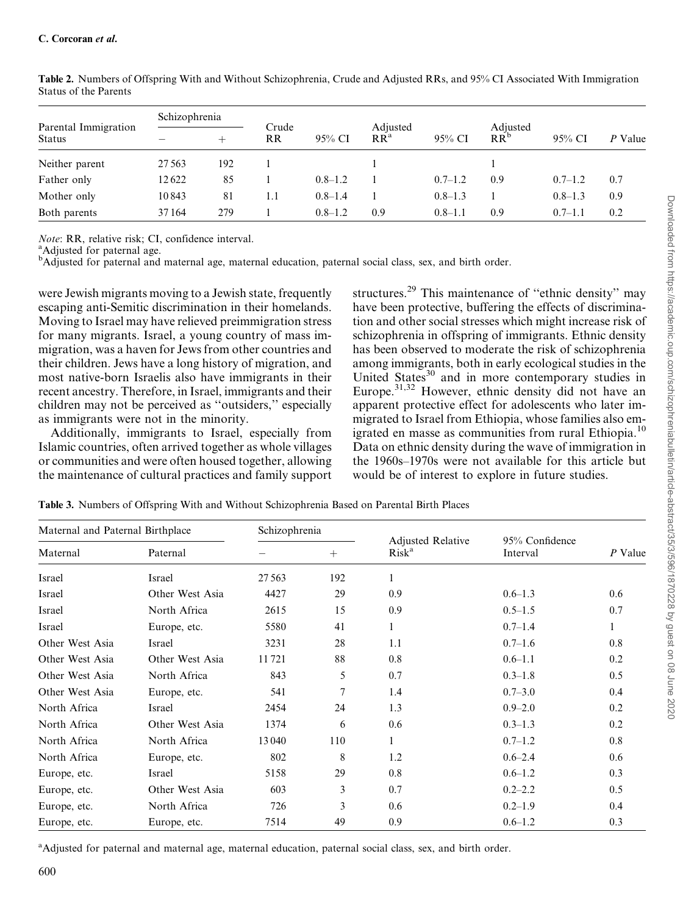**Table 2.** Numbers of Offspring With and Without Schizophrenia, Crude and Adjusted RRs, and 95% CI Associated With Immigration Status of the Parents

| Parental Immigration Status | Schizophrenia − | Schizophrenia + | Crude RR | 95% CI | Adjusted RR[a] | 95% CI | Adjusted RR[b] | 95% CI | P Value |
|---|---|---|---|---|---|---|---|---|---|
| Neither parent | 27 563 | 192 | 1 | | 1 | | 1 | | |
| Father only | 12 622 | 85 | 1 | 0.8–1.2 | 1 | 0.7–1.2 | 0.9 | 0.7–1.2 | 0.7 |
| Mother only | 10 843 | 81 | 1.1 | 0.8–1.4 | 1 | 0.8–1.3 | 1 | 0.8–1.3 | 0.9 |
| Both parents | 37 164 | 279 | 1 | 0.8–1.2 | 0.9 | 0.8–1.1 | 0.9 | 0.7–1.1 | 0.2 |

*Note*: RR, relative risk; CI, confidence interval.
[a]Adjusted for paternal age.
[b]Adjusted for paternal and maternal age, maternal education, paternal social class, sex, and birth order.

were Jewish migrants moving to a Jewish state, frequently escaping anti-Semitic discrimination in their homelands. Moving to Israel may have relieved preimmigration stress for many migrants. Israel, a young country of mass immigration, was a haven for Jews from other countries and their children. Jews have a long history of migration, and most native-born Israelis also have immigrants in their recent ancestry. Therefore, in Israel, immigrants and their children may not be perceived as "outsiders," especially as immigrants were not in the minority.

Additionally, immigrants to Israel, especially from Islamic countries, often arrived together as whole villages or communities and were often housed together, allowing the maintenance of cultural practices and family support structures.[29] This maintenance of "ethnic density" may have been protective, buffering the effects of discrimination and other social stresses which might increase risk of schizophrenia in offspring of immigrants. Ethnic density has been observed to moderate the risk of schizophrenia among immigrants, both in early ecological studies in the United States[30] and in more contemporary studies in Europe.[31,32] However, ethnic density did not have an apparent protective effect for adolescents who later immigrated to Israel from Ethiopia, whose families also emigrated en masse as communities from rural Ethiopia.[10] Data on ethnic density during the wave of immigration in the 1960s–1970s were not available for this article but would be of interest to explore in future studies.

**Table 3.** Numbers of Offspring With and Without Schizophrenia Based on Parental Birth Places

| Maternal | Paternal | Schizophrenia − | Schizophrenia + | Adjusted Relative Risk[a] | 95% Confidence Interval | P Value |
|---|---|---|---|---|---|---|
| Israel | Israel | 27 563 | 192 | 1 | | |
| Israel | Other West Asia | 4427 | 29 | 0.9 | 0.6–1.3 | 0.6 |
| Israel | North Africa | 2615 | 15 | 0.9 | 0.5–1.5 | 0.7 |
| Israel | Europe, etc. | 5580 | 41 | 1 | 0.7–1.4 | 1 |
| Other West Asia | Israel | 3231 | 28 | 1.1 | 0.7–1.6 | 0.8 |
| Other West Asia | Other West Asia | 11 721 | 88 | 0.8 | 0.6–1.1 | 0.2 |
| Other West Asia | North Africa | 843 | 5 | 0.7 | 0.3–1.8 | 0.5 |
| Other West Asia | Europe, etc. | 541 | 7 | 1.4 | 0.7–3.0 | 0.4 |
| North Africa | Israel | 2454 | 24 | 1.3 | 0.9–2.0 | 0.2 |
| North Africa | Other West Asia | 1374 | 6 | 0.6 | 0.3–1.3 | 0.2 |
| North Africa | North Africa | 13 040 | 110 | 1 | 0.7–1.2 | 0.8 |
| North Africa | Europe, etc. | 802 | 8 | 1.2 | 0.6–2.4 | 0.6 |
| Europe, etc. | Israel | 5158 | 29 | 0.8 | 0.6–1.2 | 0.3 |
| Europe, etc. | Other West Asia | 603 | 3 | 0.7 | 0.2–2.2 | 0.5 |
| Europe, etc. | North Africa | 726 | 3 | 0.6 | 0.2–1.9 | 0.4 |
| Europe, etc. | Europe, etc. | 7514 | 49 | 0.9 | 0.6–1.2 | 0.3 |

[a]Adjusted for paternal and maternal age, maternal education, paternal social class, sex, and birth order.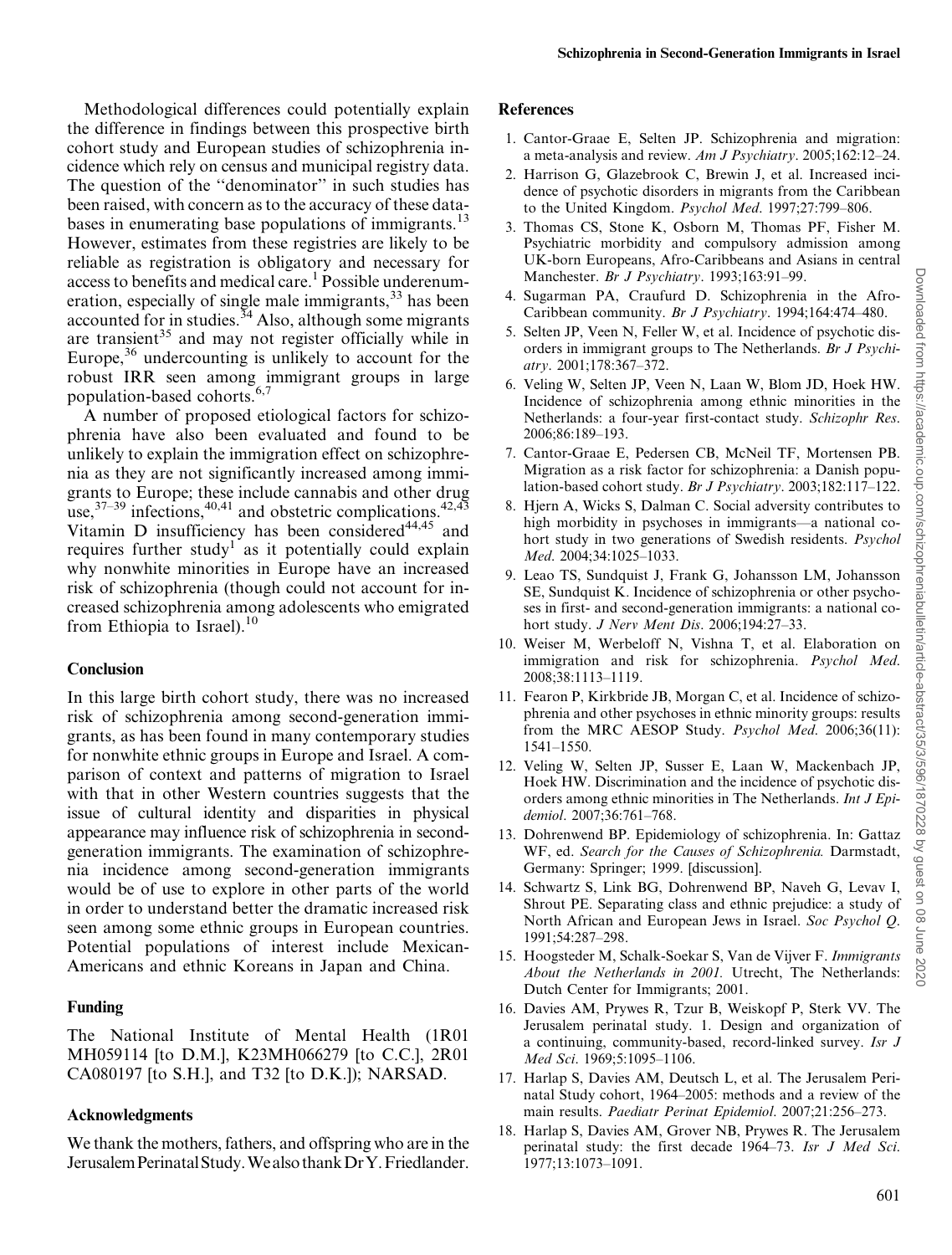Methodological differences could potentially explain the difference in findings between this prospective birth cohort study and European studies of schizophrenia incidence which rely on census and municipal registry data. The question of the "denominator" in such studies has been raised, with concern as to the accuracy of these databases in enumerating base populations of immigrants.[13] However, estimates from these registries are likely to be reliable as registration is obligatory and necessary for access to benefits and medical care.[1] Possible underenumeration, especially of single male immigrants,[33] has been accounted for in studies.[34] Also, although some migrants are transient[35] and may not register officially while in Europe,[36] undercounting is unlikely to account for the robust IRR seen among immigrant groups in large population-based cohorts.[6,7]

A number of proposed etiological factors for schizophrenia have also been evaluated and found to be unlikely to explain the immigration effect on schizophrenia as they are not significantly increased among immigrants to Europe; these include cannabis and other drug use,[37–39] infections,[40,41] and obstetric complications.[42,43] Vitamin D insufficiency has been considered[44,45] and requires further study[1] as it potentially could explain why nonwhite minorities in Europe have an increased risk of schizophrenia (though could not account for increased schizophrenia among adolescents who emigrated from Ethiopia to Israel).[10]

## Conclusion

In this large birth cohort study, there was no increased risk of schizophrenia among second-generation immigrants, as has been found in many contemporary studies for nonwhite ethnic groups in Europe and Israel. A comparison of context and patterns of migration to Israel with that in other Western countries suggests that the issue of cultural identity and disparities in physical appearance may influence risk of schizophrenia in second-generation immigrants. The examination of schizophrenia incidence among second-generation immigrants would be of use to explore in other parts of the world in order to understand better the dramatic increased risk seen among some ethnic groups in European countries. Potential populations of interest include Mexican-Americans and ethnic Koreans in Japan and China.

## Funding

The National Institute of Mental Health (1R01 MH059114 [to D.M.], K23MH066279 [to C.C.], 2R01 CA080197 [to S.H.], and T32 [to D.K.]); NARSAD.

## Acknowledgments

We thank the mothers, fathers, and offspring who are in the Jerusalem Perinatal Study. We also thank Dr Y. Friedlander.

## References

1. Cantor-Graae E, Selten JP. Schizophrenia and migration: a meta-analysis and review. *Am J Psychiatry*. 2005;162:12–24.
2. Harrison G, Glazebrook C, Brewin J, et al. Increased incidence of psychotic disorders in migrants from the Caribbean to the United Kingdom. *Psychol Med*. 1997;27:799–806.
3. Thomas CS, Stone K, Osborn M, Thomas PF, Fisher M. Psychiatric morbidity and compulsory admission among UK-born Europeans, Afro-Caribbeans and Asians in central Manchester. *Br J Psychiatry*. 1993;163:91–99.
4. Sugarman PA, Craufurd D. Schizophrenia in the Afro-Caribbean community. *Br J Psychiatry*. 1994;164:474–480.
5. Selten JP, Veen N, Feller W, et al. Incidence of psychotic disorders in immigrant groups to The Netherlands. *Br J Psychiatry*. 2001;178:367–372.
6. Veling W, Selten JP, Veen N, Laan W, Blom JD, Hoek HW. Incidence of schizophrenia among ethnic minorities in the Netherlands: a four-year first-contact study. *Schizophr Res*. 2006;86:189–193.
7. Cantor-Graae E, Pedersen CB, McNeil TF, Mortensen PB. Migration as a risk factor for schizophrenia: a Danish population-based cohort study. *Br J Psychiatry*. 2003;182:117–122.
8. Hjern A, Wicks S, Dalman C. Social adversity contributes to high morbidity in psychoses in immigrants—a national cohort study in two generations of Swedish residents. *Psychol Med*. 2004;34:1025–1033.
9. Leao TS, Sundquist J, Frank G, Johansson LM, Johansson SE, Sundquist K. Incidence of schizophrenia or other psychoses in first- and second-generation immigrants: a national cohort study. *J Nerv Ment Dis*. 2006;194:27–33.
10. Weiser M, Werbeloff N, Vishna T, et al. Elaboration on immigration and risk for schizophrenia. *Psychol Med*. 2008;38:1113–1119.
11. Fearon P, Kirkbride JB, Morgan C, et al. Incidence of schizophrenia and other psychoses in ethnic minority groups: results from the MRC AESOP Study. *Psychol Med*. 2006;36(11): 1541–1550.
12. Veling W, Selten JP, Susser E, Laan W, Mackenbach JP, Hoek HW. Discrimination and the incidence of psychotic disorders among ethnic minorities in The Netherlands. *Int J Epidemiol*. 2007;36:761–768.
13. Dohrenwend BP. Epidemiology of schizophrenia. In: Gattaz WF, ed. *Search for the Causes of Schizophrenia.* Darmstadt, Germany: Springer; 1999. [discussion].
14. Schwartz S, Link BG, Dohrenwend BP, Naveh G, Levav I, Shrout PE. Separating class and ethnic prejudice: a study of North African and European Jews in Israel. *Soc Psychol Q*. 1991;54:287–298.
15. Hoogsteder M, Schalk-Soekar S, Van de Vijver F. *Immigrants About the Netherlands in 2001.* Utrecht, The Netherlands: Dutch Center for Immigrants; 2001.
16. Davies AM, Prywes R, Tzur B, Weiskopf P, Sterk VV. The Jerusalem perinatal study. 1. Design and organization of a continuing, community-based, record-linked survey. *Isr J Med Sci*. 1969;5:1095–1106.
17. Harlap S, Davies AM, Deutsch L, et al. The Jerusalem Perinatal Study cohort, 1964–2005: methods and a review of the main results. *Paediatr Perinat Epidemiol*. 2007;21:256–273.
18. Harlap S, Davies AM, Grover NB, Prywes R. The Jerusalem perinatal study: the first decade 1964–73. *Isr J Med Sci*. 1977;13:1073–1091.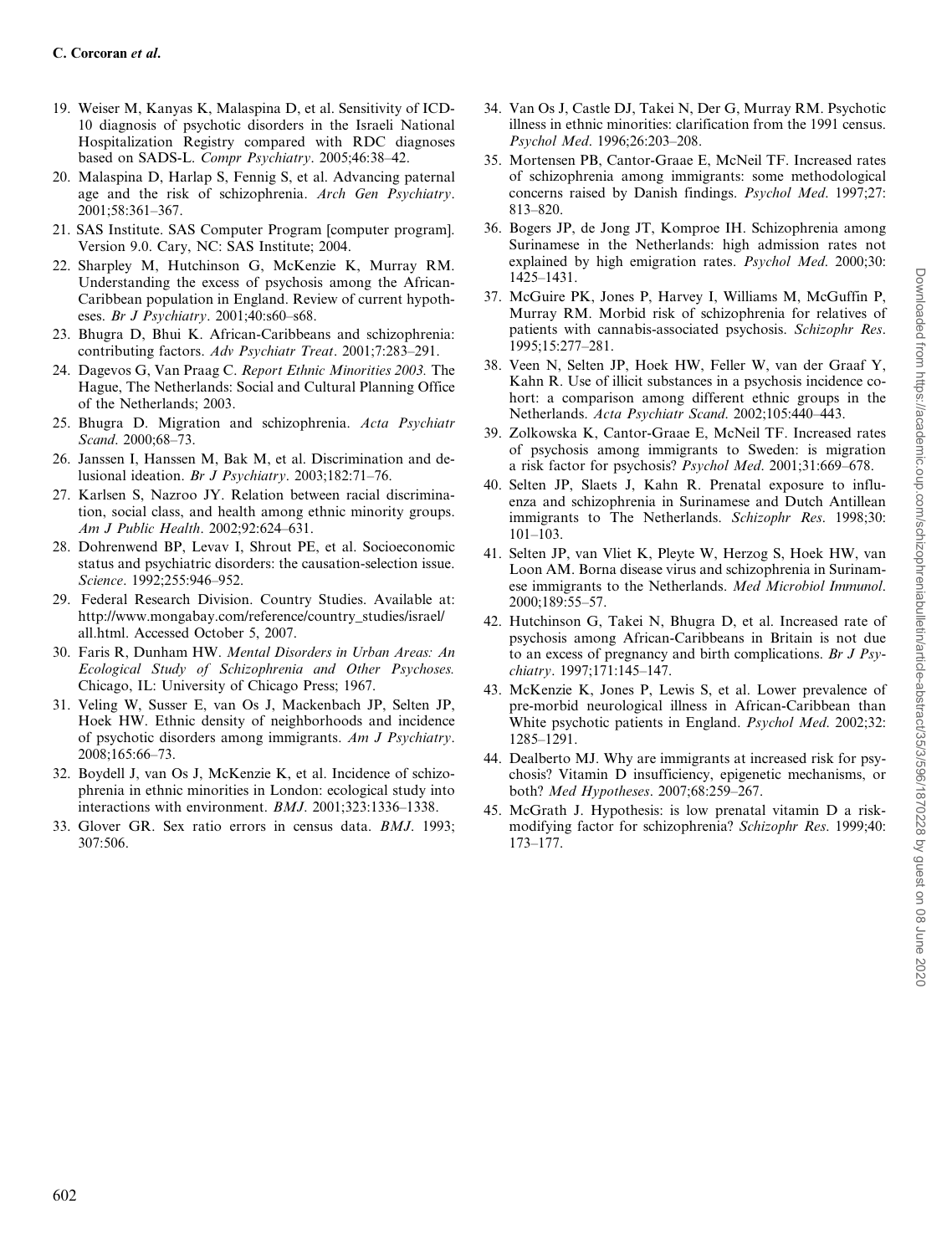19. Weiser M, Kanyas K, Malaspina D, et al. Sensitivity of ICD-10 diagnosis of psychotic disorders in the Israeli National Hospitalization Registry compared with RDC diagnoses based on SADS-L. *Compr Psychiatry*. 2005;46:38–42.
20. Malaspina D, Harlap S, Fennig S, et al. Advancing paternal age and the risk of schizophrenia. *Arch Gen Psychiatry*. 2001;58:361–367.
21. SAS Institute. SAS Computer Program [computer program]. Version 9.0. Cary, NC: SAS Institute; 2004.
22. Sharpley M, Hutchinson G, McKenzie K, Murray RM. Understanding the excess of psychosis among the African-Caribbean population in England. Review of current hypotheses. *Br J Psychiatry*. 2001;40:s60–s68.
23. Bhugra D, Bhui K. African-Caribbeans and schizophrenia: contributing factors. *Adv Psychiatr Treat*. 2001;7:283–291.
24. Dagevos G, Van Praag C. *Report Ethnic Minorities 2003.* The Hague, The Netherlands: Social and Cultural Planning Office of the Netherlands; 2003.
25. Bhugra D. Migration and schizophrenia. *Acta Psychiatr Scand*. 2000;68–73.
26. Janssen I, Hanssen M, Bak M, et al. Discrimination and delusional ideation. *Br J Psychiatry*. 2003;182:71–76.
27. Karlsen S, Nazroo JY. Relation between racial discrimination, social class, and health among ethnic minority groups. *Am J Public Health*. 2002;92:624–631.
28. Dohrenwend BP, Levav I, Shrout PE, et al. Socioeconomic status and psychiatric disorders: the causation-selection issue. *Science*. 1992;255:946–952.
29. Federal Research Division. Country Studies. Available at: http://www.mongabay.com/reference/country_studies/israel/all.html. Accessed October 5, 2007.
30. Faris R, Dunham HW. *Mental Disorders in Urban Areas: An Ecological Study of Schizophrenia and Other Psychoses.* Chicago, IL: University of Chicago Press; 1967.
31. Veling W, Susser E, van Os J, Mackenbach JP, Selten JP, Hoek HW. Ethnic density of neighborhoods and incidence of psychotic disorders among immigrants. *Am J Psychiatry*. 2008;165:66–73.
32. Boydell J, van Os J, McKenzie K, et al. Incidence of schizophrenia in ethnic minorities in London: ecological study into interactions with environment. *BMJ*. 2001;323:1336–1338.
33. Glover GR. Sex ratio errors in census data. *BMJ*. 1993; 307:506.
34. Van Os J, Castle DJ, Takei N, Der G, Murray RM. Psychotic illness in ethnic minorities: clarification from the 1991 census. *Psychol Med*. 1996;26:203–208.
35. Mortensen PB, Cantor-Graae E, McNeil TF. Increased rates of schizophrenia among immigrants: some methodological concerns raised by Danish findings. *Psychol Med*. 1997;27: 813–820.
36. Bogers JP, de Jong JT, Komproe IH. Schizophrenia among Surinamese in the Netherlands: high admission rates not explained by high emigration rates. *Psychol Med*. 2000;30: 1425–1431.
37. McGuire PK, Jones P, Harvey I, Williams M, McGuffin P, Murray RM. Morbid risk of schizophrenia for relatives of patients with cannabis-associated psychosis. *Schizophr Res*. 1995;15:277–281.
38. Veen N, Selten JP, Hoek HW, Feller W, van der Graaf Y, Kahn R. Use of illicit substances in a psychosis incidence cohort: a comparison among different ethnic groups in the Netherlands. *Acta Psychiatr Scand*. 2002;105:440–443.
39. Zolkowska K, Cantor-Graae E, McNeil TF. Increased rates of psychosis among immigrants to Sweden: is migration a risk factor for psychosis? *Psychol Med*. 2001;31:669–678.
40. Selten JP, Slaets J, Kahn R. Prenatal exposure to influenza and schizophrenia in Surinamese and Dutch Antillean immigrants to The Netherlands. *Schizophr Res*. 1998;30: 101–103.
41. Selten JP, van Vliet K, Pleyte W, Herzog S, Hoek HW, van Loon AM. Borna disease virus and schizophrenia in Surinamese immigrants to the Netherlands. *Med Microbiol Immunol*. 2000;189:55–57.
42. Hutchinson G, Takei N, Bhugra D, et al. Increased rate of psychosis among African-Caribbeans in Britain is not due to an excess of pregnancy and birth complications. *Br J Psychiatry*. 1997;171:145–147.
43. McKenzie K, Jones P, Lewis S, et al. Lower prevalence of pre-morbid neurological illness in African-Caribbean than White psychotic patients in England. *Psychol Med*. 2002;32: 1285–1291.
44. Dealberto MJ. Why are immigrants at increased risk for psychosis? Vitamin D insufficiency, epigenetic mechanisms, or both? *Med Hypotheses*. 2007;68:259–267.
45. McGrath J. Hypothesis: is low prenatal vitamin D a risk-modifying factor for schizophrenia? *Schizophr Res*. 1999;40: 173–177.